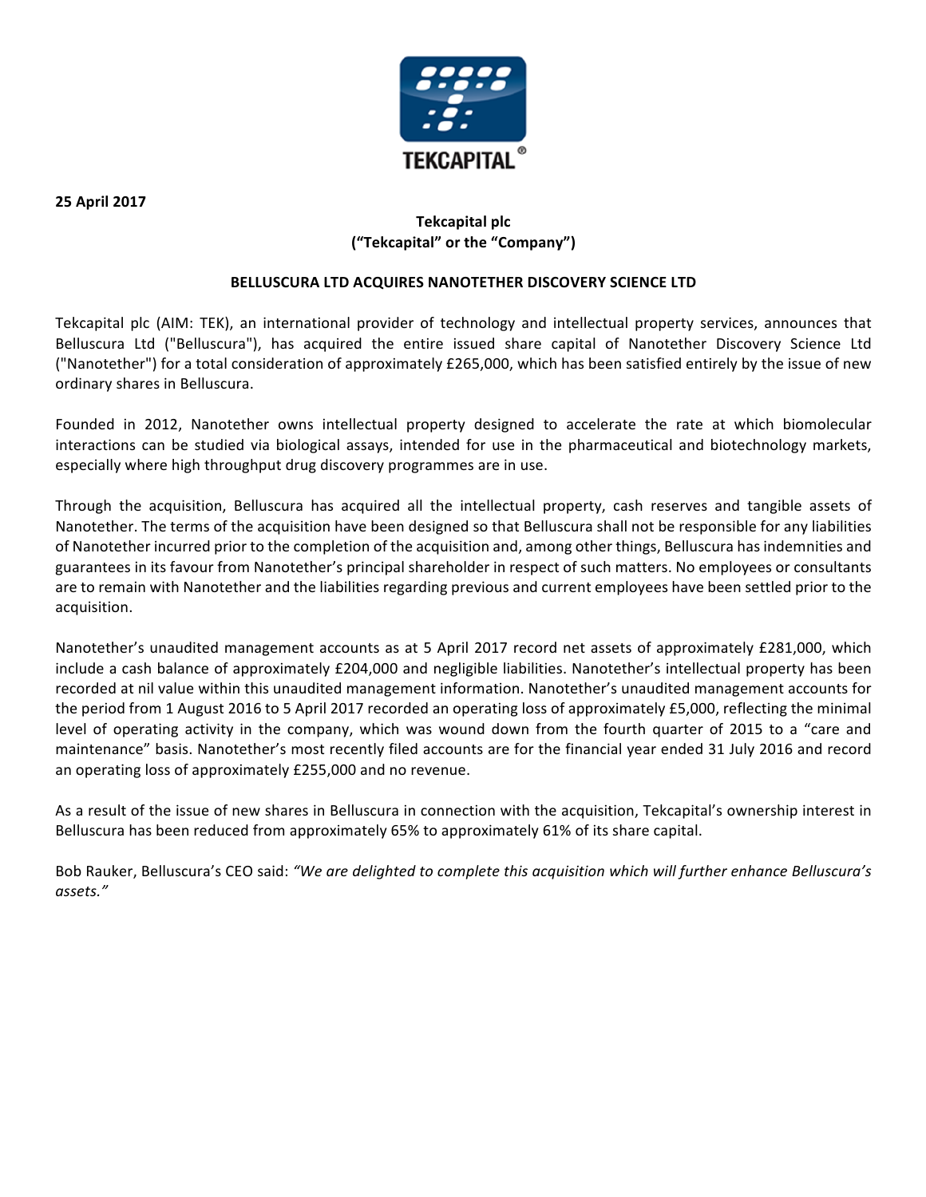**25 April 2017**

**Tekcapital plc**
**("Tekcapital" or the "Company")**

**BELLUSCURA LTD ACQUIRES NANOTETHER DISCOVERY SCIENCE LTD**

Tekcapital plc (AIM: TEK), an international provider of technology and intellectual property services, announces that Belluscura Ltd ("Belluscura"), has acquired the entire issued share capital of Nanotether Discovery Science Ltd ("Nanotether") for a total consideration of approximately £265,000, which has been satisfied entirely by the issue of new ordinary shares in Belluscura.

Founded in 2012, Nanotether owns intellectual property designed to accelerate the rate at which biomolecular interactions can be studied via biological assays, intended for use in the pharmaceutical and biotechnology markets, especially where high throughput drug discovery programmes are in use.

Through the acquisition, Belluscura has acquired all the intellectual property, cash reserves and tangible assets of Nanotether. The terms of the acquisition have been designed so that Belluscura shall not be responsible for any liabilities of Nanotether incurred prior to the completion of the acquisition and, among other things, Belluscura has indemnities and guarantees in its favour from Nanotether's principal shareholder in respect of such matters. No employees or consultants are to remain with Nanotether and the liabilities regarding previous and current employees have been settled prior to the acquisition.

Nanotether's unaudited management accounts as at 5 April 2017 record net assets of approximately £281,000, which include a cash balance of approximately £204,000 and negligible liabilities. Nanotether's intellectual property has been recorded at nil value within this unaudited management information. Nanotether's unaudited management accounts for the period from 1 August 2016 to 5 April 2017 recorded an operating loss of approximately £5,000, reflecting the minimal level of operating activity in the company, which was wound down from the fourth quarter of 2015 to a "care and maintenance" basis. Nanotether's most recently filed accounts are for the financial year ended 31 July 2016 and record an operating loss of approximately £255,000 and no revenue.

As a result of the issue of new shares in Belluscura in connection with the acquisition, Tekcapital's ownership interest in Belluscura has been reduced from approximately 65% to approximately 61% of its share capital.

Bob Rauker, Belluscura's CEO said: *"We are delighted to complete this acquisition which will further enhance Belluscura's assets."*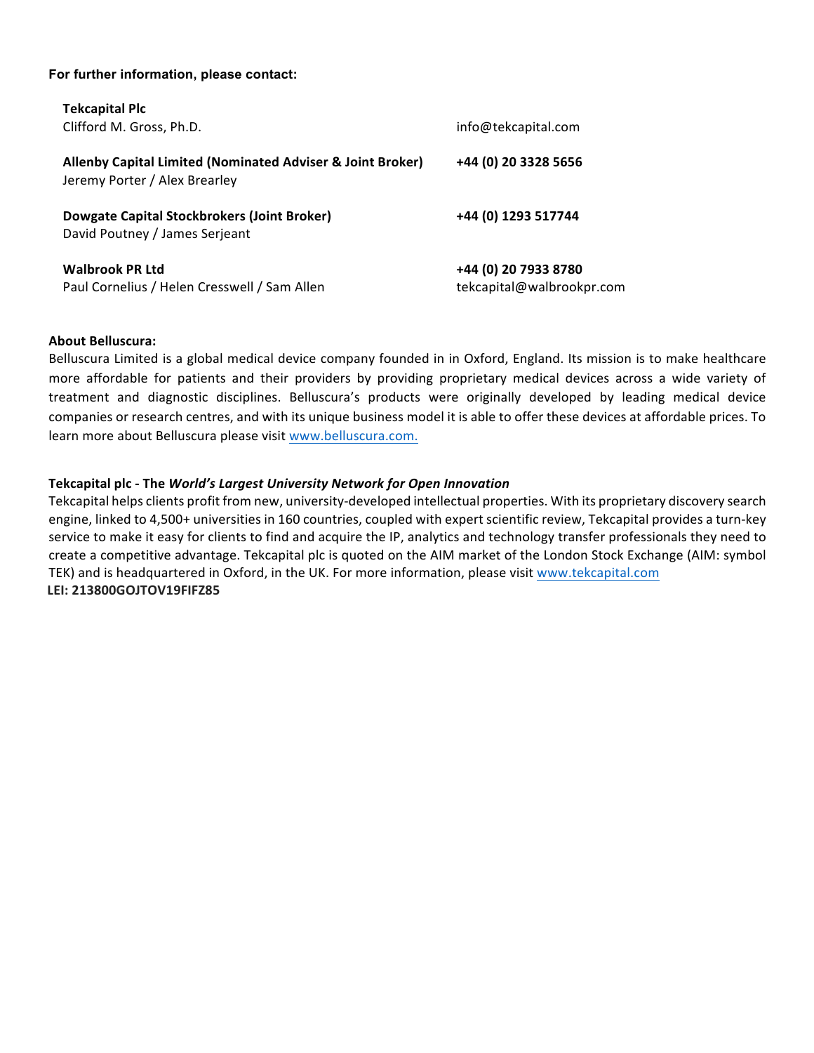**For further information, please contact:**

| | |
|---|---|
| **Tekcapital Plc**<br>Clifford M. Gross, Ph.D. | info@tekcapital.com |
| **Allenby Capital Limited (Nominated Adviser & Joint Broker)**<br>Jeremy Porter / Alex Brearley | **+44 (0) 20 3328 5656** |
| **Dowgate Capital Stockbrokers (Joint Broker)**<br>David Poutney / James Serjeant | **+44 (0) 1293 517744** |
| **Walbrook PR Ltd**<br>Paul Cornelius / Helen Cresswell / Sam Allen | **+44 (0) 20 7933 8780**<br>tekcapital@walbrookpr.com |

**About Belluscura:**

Belluscura Limited is a global medical device company founded in in Oxford, England. Its mission is to make healthcare more affordable for patients and their providers by providing proprietary medical devices across a wide variety of treatment and diagnostic disciplines. Belluscura's products were originally developed by leading medical device companies or research centres, and with its unique business model it is able to offer these devices at affordable prices. To learn more about Belluscura please visit www.belluscura.com.

**Tekcapital plc - The *World's Largest University Network for Open Innovation***

Tekcapital helps clients profit from new, university-developed intellectual properties. With its proprietary discovery search engine, linked to 4,500+ universities in 160 countries, coupled with expert scientific review, Tekcapital provides a turn-key service to make it easy for clients to find and acquire the IP, analytics and technology transfer professionals they need to create a competitive advantage. Tekcapital plc is quoted on the AIM market of the London Stock Exchange (AIM: symbol TEK) and is headquartered in Oxford, in the UK. For more information, please visit www.tekcapital.com

**LEI: 213800GOJTOV19FIFZ85**